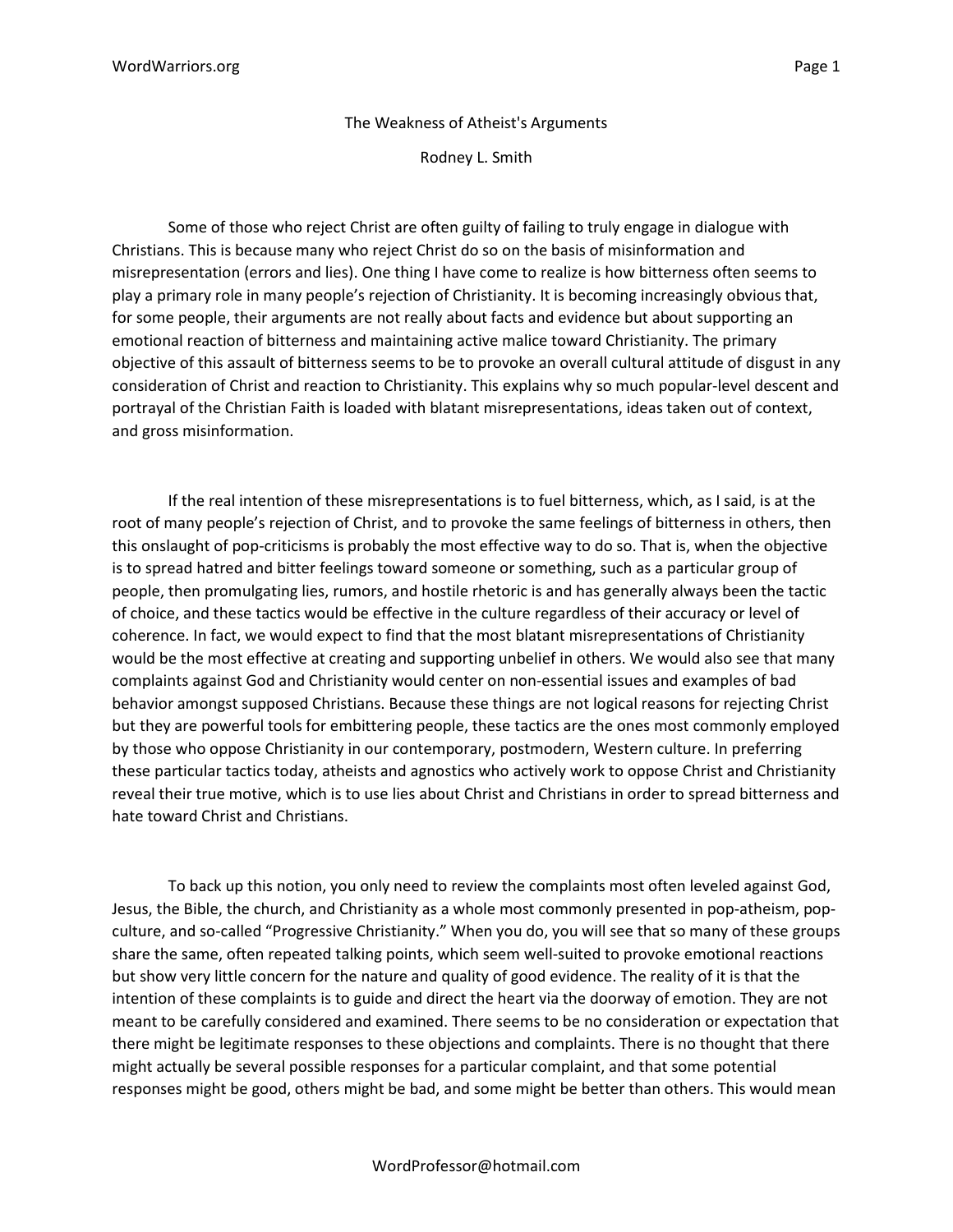# The Weakness of Atheist's Arguments

Rodney L. Smith

Some of those who reject Christ are often guilty of failing to truly engage in dialogue with Christians. This is because many who reject Christ do so on the basis of misinformation and misrepresentation (errors and lies). One thing I have come to realize is how bitterness often seems to play a primary role in many people's rejection of Christianity. It is becoming increasingly obvious that, for some people, their arguments are not really about facts and evidence but about supporting an emotional reaction of bitterness and maintaining active malice toward Christianity. The primary objective of this assault of bitterness seems to be to provoke an overall cultural attitude of disgust in any consideration of Christ and reaction to Christianity. This explains why so much popular-level descent and portrayal of the Christian Faith is loaded with blatant misrepresentations, ideas taken out of context, and gross misinformation.

If the real intention of these misrepresentations is to fuel bitterness, which, as I said, is at the root of many people's rejection of Christ, and to provoke the same feelings of bitterness in others, then this onslaught of pop-criticisms is probably the most effective way to do so. That is, when the objective is to spread hatred and bitter feelings toward someone or something, such as a particular group of people, then promulgating lies, rumors, and hostile rhetoric is and has generally always been the tactic of choice, and these tactics would be effective in the culture regardless of their accuracy or level of coherence. In fact, we would expect to find that the most blatant misrepresentations of Christianity would be the most effective at creating and supporting unbelief in others. We would also see that many complaints against God and Christianity would center on non-essential issues and examples of bad behavior amongst supposed Christians. Because these things are not logical reasons for rejecting Christ but they are powerful tools for embittering people, these tactics are the ones most commonly employed by those who oppose Christianity in our contemporary, postmodern, Western culture. In preferring these particular tactics today, atheists and agnostics who actively work to oppose Christ and Christianity reveal their true motive, which is to use lies about Christ and Christians in order to spread bitterness and hate toward Christ and Christians.

To back up this notion, you only need to review the complaints most often leveled against God, Jesus, the Bible, the church, and Christianity as a whole most commonly presented in pop-atheism, pop-culture, and so-called "Progressive Christianity." When you do, you will see that so many of these groups share the same, often repeated talking points, which seem well-suited to provoke emotional reactions but show very little concern for the nature and quality of good evidence. The reality of it is that the intention of these complaints is to guide and direct the heart via the doorway of emotion. They are not meant to be carefully considered and examined. There seems to be no consideration or expectation that there might be legitimate responses to these objections and complaints. There is no thought that there might actually be several possible responses for a particular complaint, and that some potential responses might be good, others might be bad, and some might be better than others. This would mean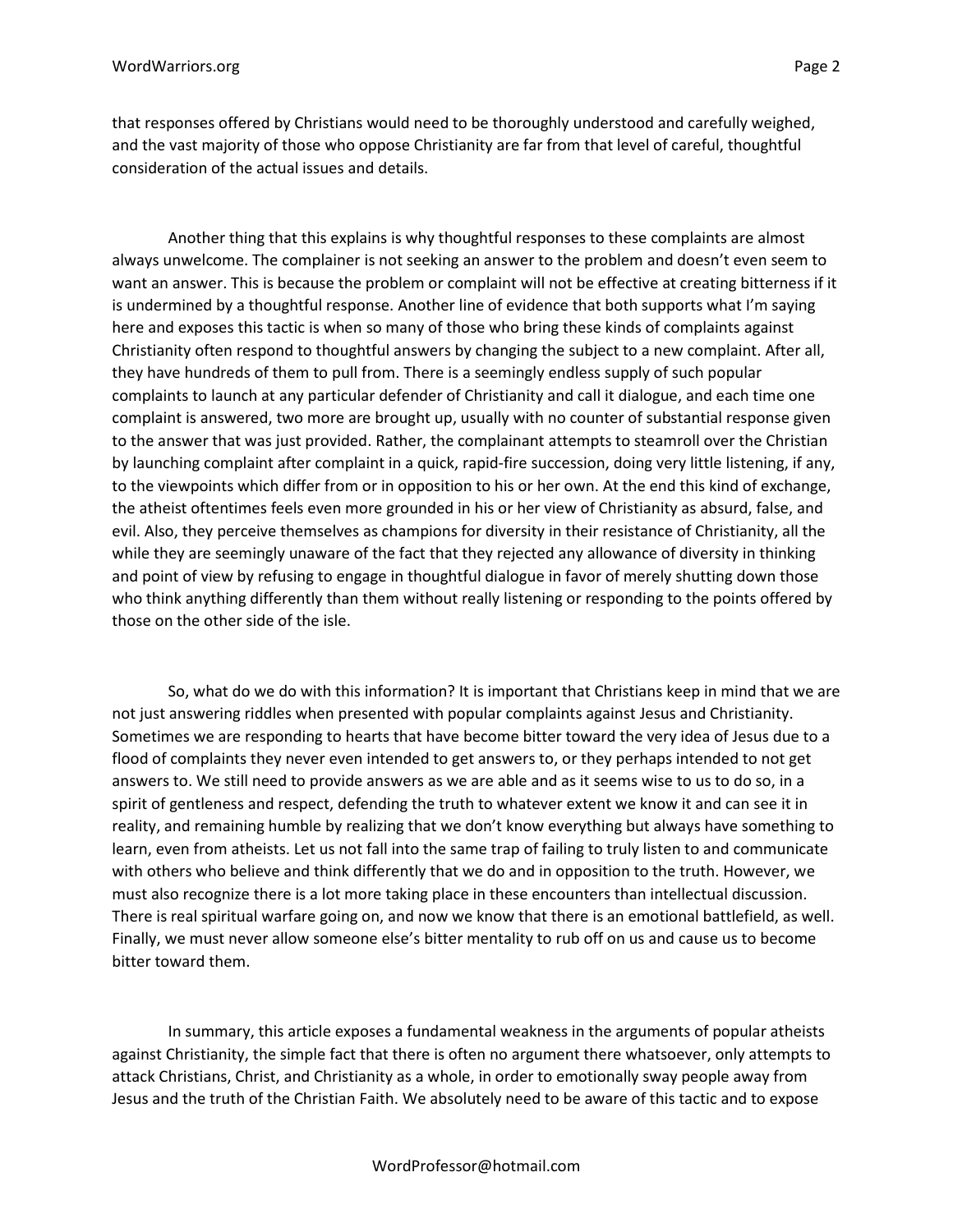that responses offered by Christians would need to be thoroughly understood and carefully weighed, and the vast majority of those who oppose Christianity are far from that level of careful, thoughtful consideration of the actual issues and details.

Another thing that this explains is why thoughtful responses to these complaints are almost always unwelcome. The complainer is not seeking an answer to the problem and doesn't even seem to want an answer. This is because the problem or complaint will not be effective at creating bitterness if it is undermined by a thoughtful response. Another line of evidence that both supports what I'm saying here and exposes this tactic is when so many of those who bring these kinds of complaints against Christianity often respond to thoughtful answers by changing the subject to a new complaint. After all, they have hundreds of them to pull from. There is a seemingly endless supply of such popular complaints to launch at any particular defender of Christianity and call it dialogue, and each time one complaint is answered, two more are brought up, usually with no counter of substantial response given to the answer that was just provided. Rather, the complainant attempts to steamroll over the Christian by launching complaint after complaint in a quick, rapid-fire succession, doing very little listening, if any, to the viewpoints which differ from or in opposition to his or her own. At the end this kind of exchange, the atheist oftentimes feels even more grounded in his or her view of Christianity as absurd, false, and evil. Also, they perceive themselves as champions for diversity in their resistance of Christianity, all the while they are seemingly unaware of the fact that they rejected any allowance of diversity in thinking and point of view by refusing to engage in thoughtful dialogue in favor of merely shutting down those who think anything differently than them without really listening or responding to the points offered by those on the other side of the isle.

So, what do we do with this information? It is important that Christians keep in mind that we are not just answering riddles when presented with popular complaints against Jesus and Christianity. Sometimes we are responding to hearts that have become bitter toward the very idea of Jesus due to a flood of complaints they never even intended to get answers to, or they perhaps intended to not get answers to. We still need to provide answers as we are able and as it seems wise to us to do so, in a spirit of gentleness and respect, defending the truth to whatever extent we know it and can see it in reality, and remaining humble by realizing that we don't know everything but always have something to learn, even from atheists. Let us not fall into the same trap of failing to truly listen to and communicate with others who believe and think differently that we do and in opposition to the truth. However, we must also recognize there is a lot more taking place in these encounters than intellectual discussion. There is real spiritual warfare going on, and now we know that there is an emotional battlefield, as well. Finally, we must never allow someone else's bitter mentality to rub off on us and cause us to become bitter toward them.

In summary, this article exposes a fundamental weakness in the arguments of popular atheists against Christianity, the simple fact that there is often no argument there whatsoever, only attempts to attack Christians, Christ, and Christianity as a whole, in order to emotionally sway people away from Jesus and the truth of the Christian Faith. We absolutely need to be aware of this tactic and to expose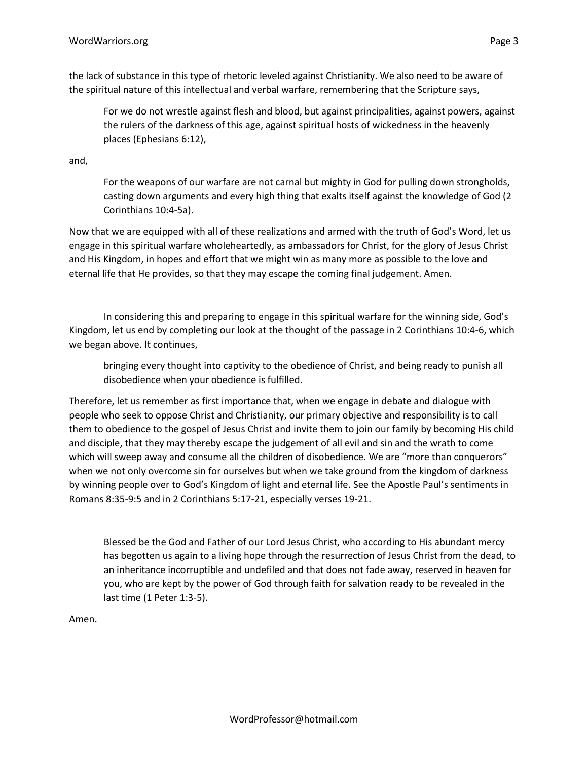the lack of substance in this type of rhetoric leveled against Christianity. We also need to be aware of the spiritual nature of this intellectual and verbal warfare, remembering that the Scripture says,

> For we do not wrestle against flesh and blood, but against principalities, against powers, against the rulers of the darkness of this age, against spiritual hosts of wickedness in the heavenly places (Ephesians 6:12),

and,

> For the weapons of our warfare are not carnal but mighty in God for pulling down strongholds, casting down arguments and every high thing that exalts itself against the knowledge of God (2 Corinthians 10:4-5a).

Now that we are equipped with all of these realizations and armed with the truth of God's Word, let us engage in this spiritual warfare wholeheartedly, as ambassadors for Christ, for the glory of Jesus Christ and His Kingdom, in hopes and effort that we might win as many more as possible to the love and eternal life that He provides, so that they may escape the coming final judgement. Amen.

In considering this and preparing to engage in this spiritual warfare for the winning side, God's Kingdom, let us end by completing our look at the thought of the passage in 2 Corinthians 10:4-6, which we began above. It continues,

> bringing every thought into captivity to the obedience of Christ, and being ready to punish all disobedience when your obedience is fulfilled.

Therefore, let us remember as first importance that, when we engage in debate and dialogue with people who seek to oppose Christ and Christianity, our primary objective and responsibility is to call them to obedience to the gospel of Jesus Christ and invite them to join our family by becoming His child and disciple, that they may thereby escape the judgement of all evil and sin and the wrath to come which will sweep away and consume all the children of disobedience. We are "more than conquerors" when we not only overcome sin for ourselves but when we take ground from the kingdom of darkness by winning people over to God's Kingdom of light and eternal life. See the Apostle Paul's sentiments in Romans 8:35-9:5 and in 2 Corinthians 5:17-21, especially verses 19-21.

> Blessed be the God and Father of our Lord Jesus Christ, who according to His abundant mercy has begotten us again to a living hope through the resurrection of Jesus Christ from the dead, to an inheritance incorruptible and undefiled and that does not fade away, reserved in heaven for you, who are kept by the power of God through faith for salvation ready to be revealed in the last time (1 Peter 1:3-5).

Amen.

WordProfessor@hotmail.com